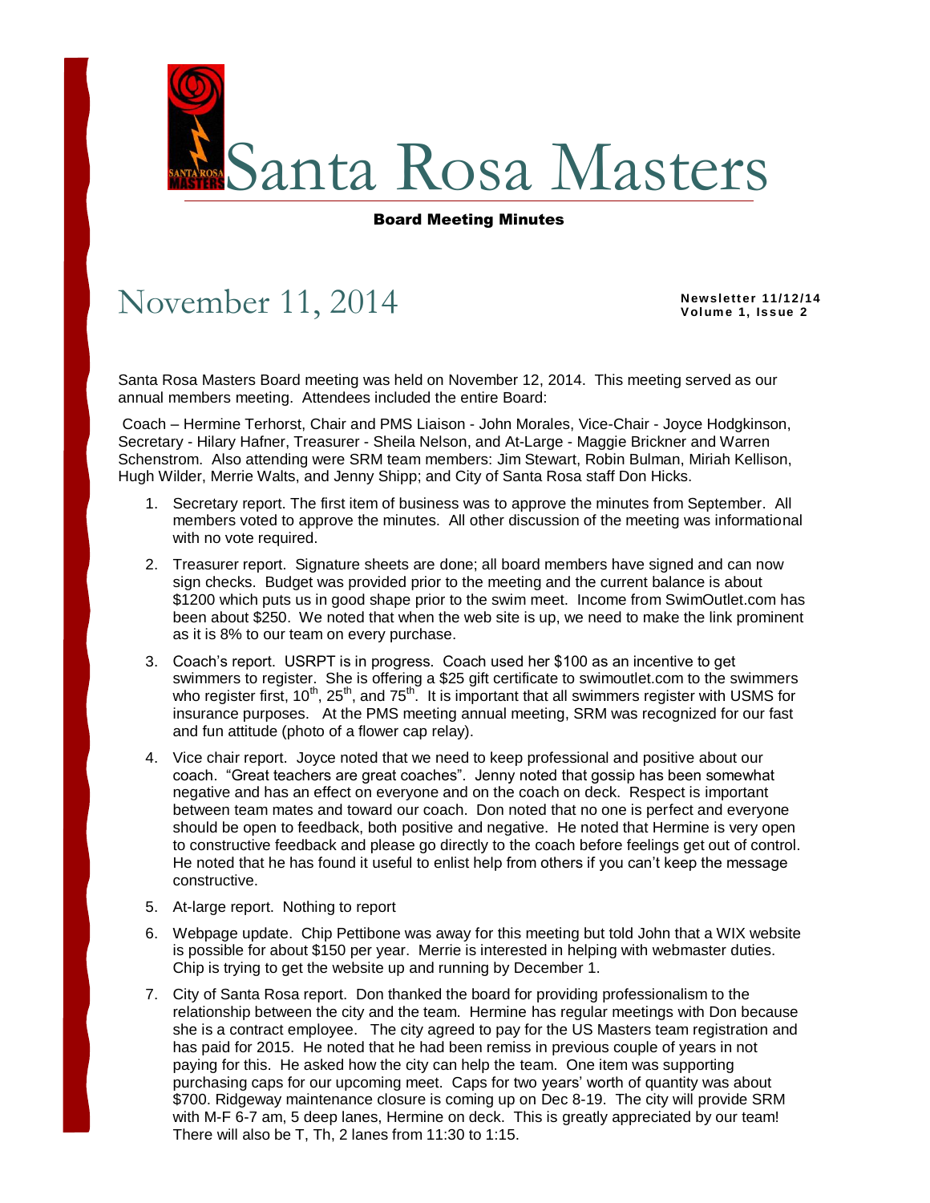# Santa Rosa Masters

**Board Meeting Minutes**

## November 11, 2014

**Newsletter 11/12/14**
**Volume 1, Issue 2**

Santa Rosa Masters Board meeting was held on November 12, 2014. This meeting served as our annual members meeting. Attendees included the entire Board:

Coach – Hermine Terhorst, Chair and PMS Liaison - John Morales, Vice-Chair - Joyce Hodgkinson, Secretary - Hilary Hafner, Treasurer - Sheila Nelson, and At-Large - Maggie Brickner and Warren Schenstrom. Also attending were SRM team members: Jim Stewart, Robin Bulman, Miriah Kellison, Hugh Wilder, Merrie Walts, and Jenny Shipp; and City of Santa Rosa staff Don Hicks.

1. Secretary report. The first item of business was to approve the minutes from September. All members voted to approve the minutes. All other discussion of the meeting was informational with no vote required.
2. Treasurer report. Signature sheets are done; all board members have signed and can now sign checks. Budget was provided prior to the meeting and the current balance is about $1200 which puts us in good shape prior to the swim meet. Income from SwimOutlet.com has been about $250. We noted that when the web site is up, we need to make the link prominent as it is 8% to our team on every purchase.
3. Coach's report. USRPT is in progress. Coach used her $100 as an incentive to get swimmers to register. She is offering a $25 gift certificate to swimoutlet.com to the swimmers who register first, 10th, 25th, and 75th. It is important that all swimmers register with USMS for insurance purposes. At the PMS meeting annual meeting, SRM was recognized for our fast and fun attitude (photo of a flower cap relay).
4. Vice chair report. Joyce noted that we need to keep professional and positive about our coach. "Great teachers are great coaches". Jenny noted that gossip has been somewhat negative and has an effect on everyone and on the coach on deck. Respect is important between team mates and toward our coach. Don noted that no one is perfect and everyone should be open to feedback, both positive and negative. He noted that Hermine is very open to constructive feedback and please go directly to the coach before feelings get out of control. He noted that he has found it useful to enlist help from others if you can't keep the message constructive.
5. At-large report. Nothing to report
6. Webpage update. Chip Pettibone was away for this meeting but told John that a WIX website is possible for about $150 per year. Merrie is interested in helping with webmaster duties. Chip is trying to get the website up and running by December 1.
7. City of Santa Rosa report. Don thanked the board for providing professionalism to the relationship between the city and the team. Hermine has regular meetings with Don because she is a contract employee. The city agreed to pay for the US Masters team registration and has paid for 2015. He noted that he had been remiss in previous couple of years in not paying for this. He asked how the city can help the team. One item was supporting purchasing caps for our upcoming meet. Caps for two years' worth of quantity was about $700. Ridgeway maintenance closure is coming up on Dec 8-19. The city will provide SRM with M-F 6-7 am, 5 deep lanes, Hermine on deck. This is greatly appreciated by our team! There will also be T, Th, 2 lanes from 11:30 to 1:15.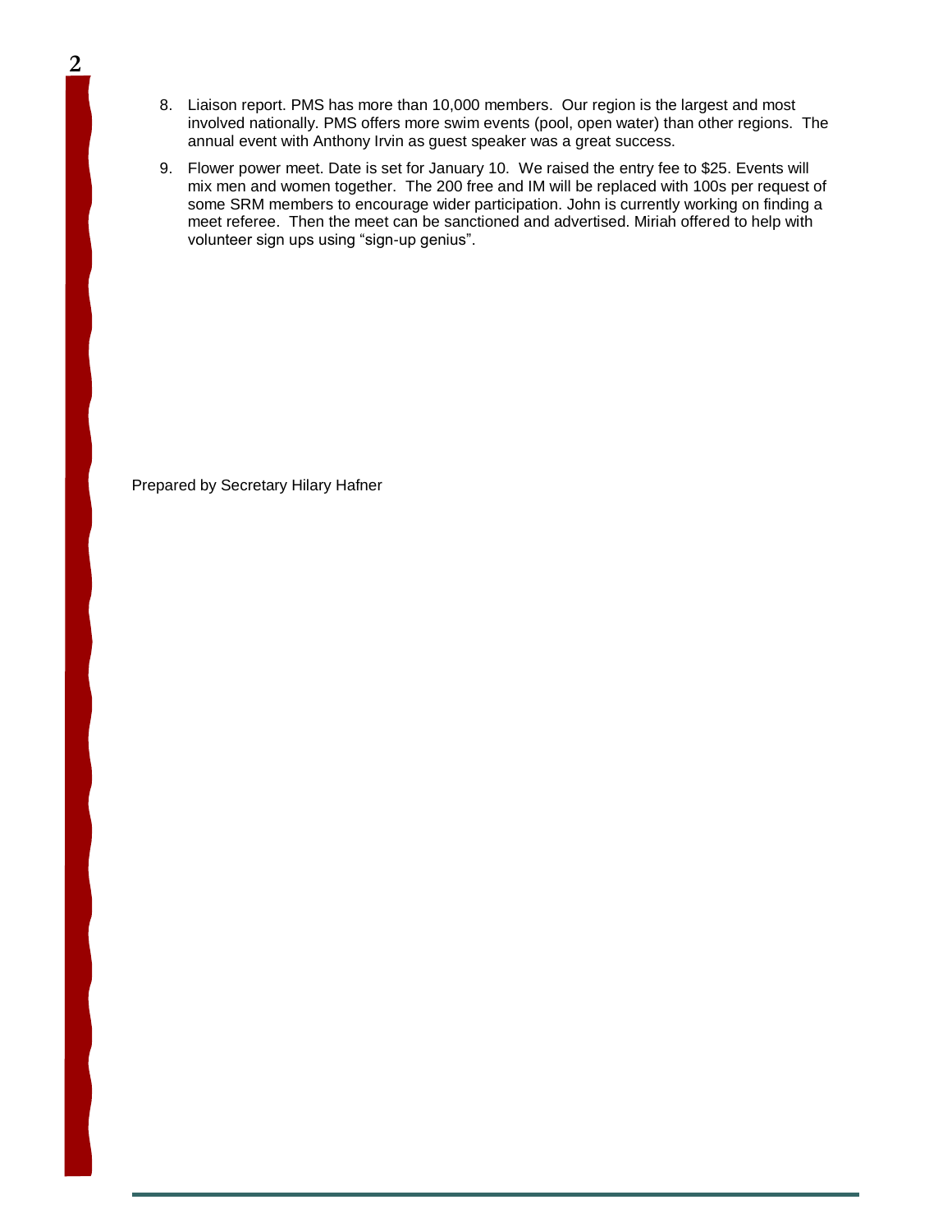8. Liaison report. PMS has more than 10,000 members. Our region is the largest and most involved nationally. PMS offers more swim events (pool, open water) than other regions. The annual event with Anthony Irvin as guest speaker was a great success.
9. Flower power meet. Date is set for January 10. We raised the entry fee to $25. Events will mix men and women together. The 200 free and IM will be replaced with 100s per request of some SRM members to encourage wider participation. John is currently working on finding a meet referee. Then the meet can be sanctioned and advertised. Miriah offered to help with volunteer sign ups using "sign-up genius".

Prepared by Secretary Hilary Hafner